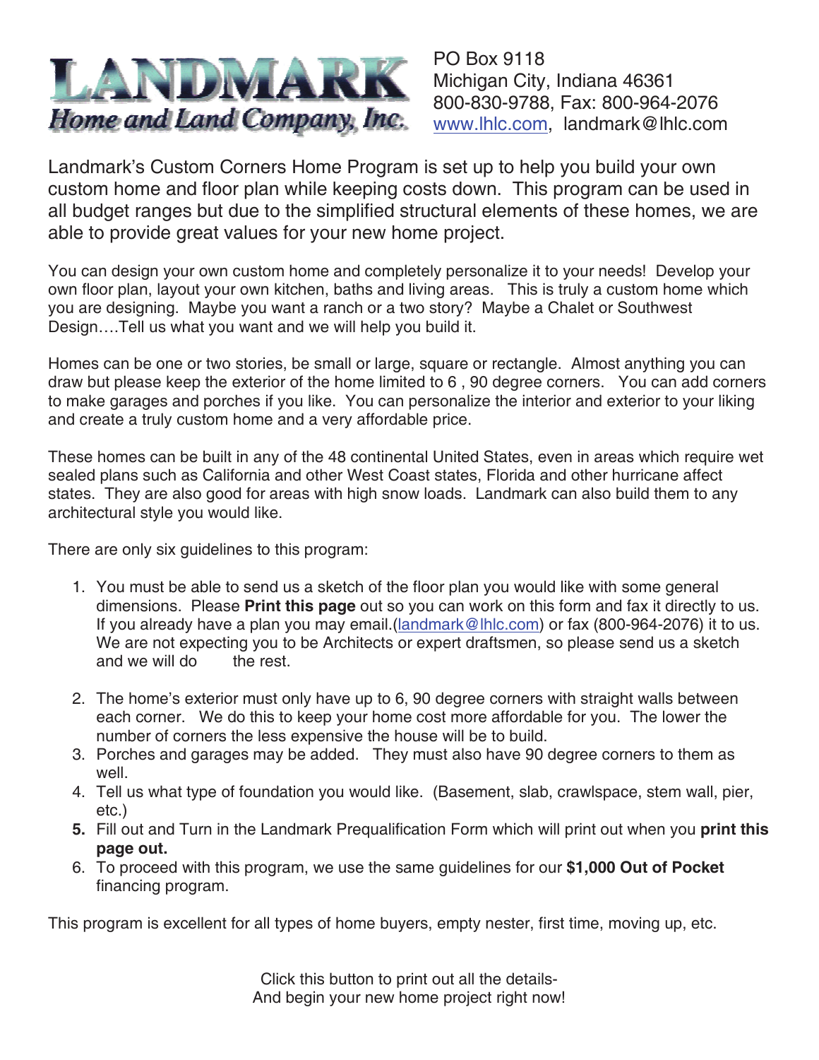# LANDMARK
*Home and Land Company, Inc.*

PO Box 9118
Michigan City, Indiana 46361
800-830-9788, Fax: 800-964-2076
www.lhlc.com, landmark@lhlc.com

Landmark's Custom Corners Home Program is set up to help you build your own custom home and floor plan while keeping costs down. This program can be used in all budget ranges but due to the simplified structural elements of these homes, we are able to provide great values for your new home project.

You can design your own custom home and completely personalize it to your needs! Develop your own floor plan, layout your own kitchen, baths and living areas. This is truly a custom home which you are designing. Maybe you want a ranch or a two story? Maybe a Chalet or Southwest Design….Tell us what you want and we will help you build it.

Homes can be one or two stories, be small or large, square or rectangle. Almost anything you can draw but please keep the exterior of the home limited to 6 , 90 degree corners. You can add corners to make garages and porches if you like. You can personalize the interior and exterior to your liking and create a truly custom home and a very affordable price.

These homes can be built in any of the 48 continental United States, even in areas which require wet sealed plans such as California and other West Coast states, Florida and other hurricane affect states. They are also good for areas with high snow loads. Landmark can also build them to any architectural style you would like.

There are only six guidelines to this program:

1. You must be able to send us a sketch of the floor plan you would like with some general dimensions. Please **Print this page** out so you can work on this form and fax it directly to us. If you already have a plan you may email.(landmark@lhlc.com) or fax (800-964-2076) it to us. We are not expecting you to be Architects or expert draftsmen, so please send us a sketch and we will do the rest.
2. The home's exterior must only have up to 6, 90 degree corners with straight walls between each corner. We do this to keep your home cost more affordable for you. The lower the number of corners the less expensive the house will be to build.
3. Porches and garages may be added. They must also have 90 degree corners to them as well.
4. Tell us what type of foundation you would like. (Basement, slab, crawlspace, stem wall, pier, etc.)
5. Fill out and Turn in the Landmark Prequalification Form which will print out when you **print this page out.**
6. To proceed with this program, we use the same guidelines for our **$1,000 Out of Pocket** financing program.

This program is excellent for all types of home buyers, empty nester, first time, moving up, etc.

Click this button to print out all the details-
And begin your new home project right now!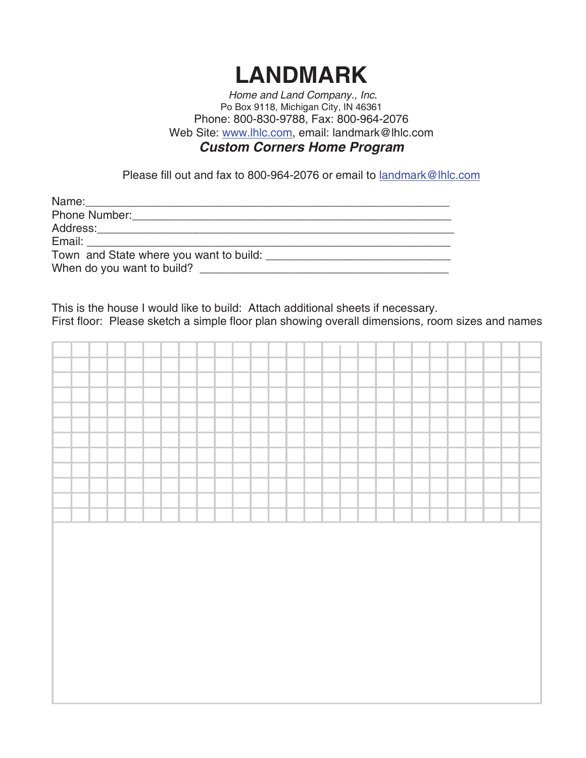# LANDMARK

*Home and Land Company., Inc.*
Po Box 9118, Michigan City, IN 46361
Phone: 800-830-9788, Fax: 800-964-2076
Web Site: www.lhlc.com, email: landmark@lhlc.com

***Custom Corners Home Program***

Please fill out and fax to 800-964-2076 or email to landmark@lhlc.com

Name:_______________________________________________________
Phone Number:_________________________________________________
Address:_______________________________________________________
Email: ________________________________________________________
Town and State where you want to build: ____________________________
When do you want to build? ______________________________________

This is the house I would like to build: Attach additional sheets if necessary.
First floor: Please sketch a simple floor plan showing overall dimensions, room sizes and names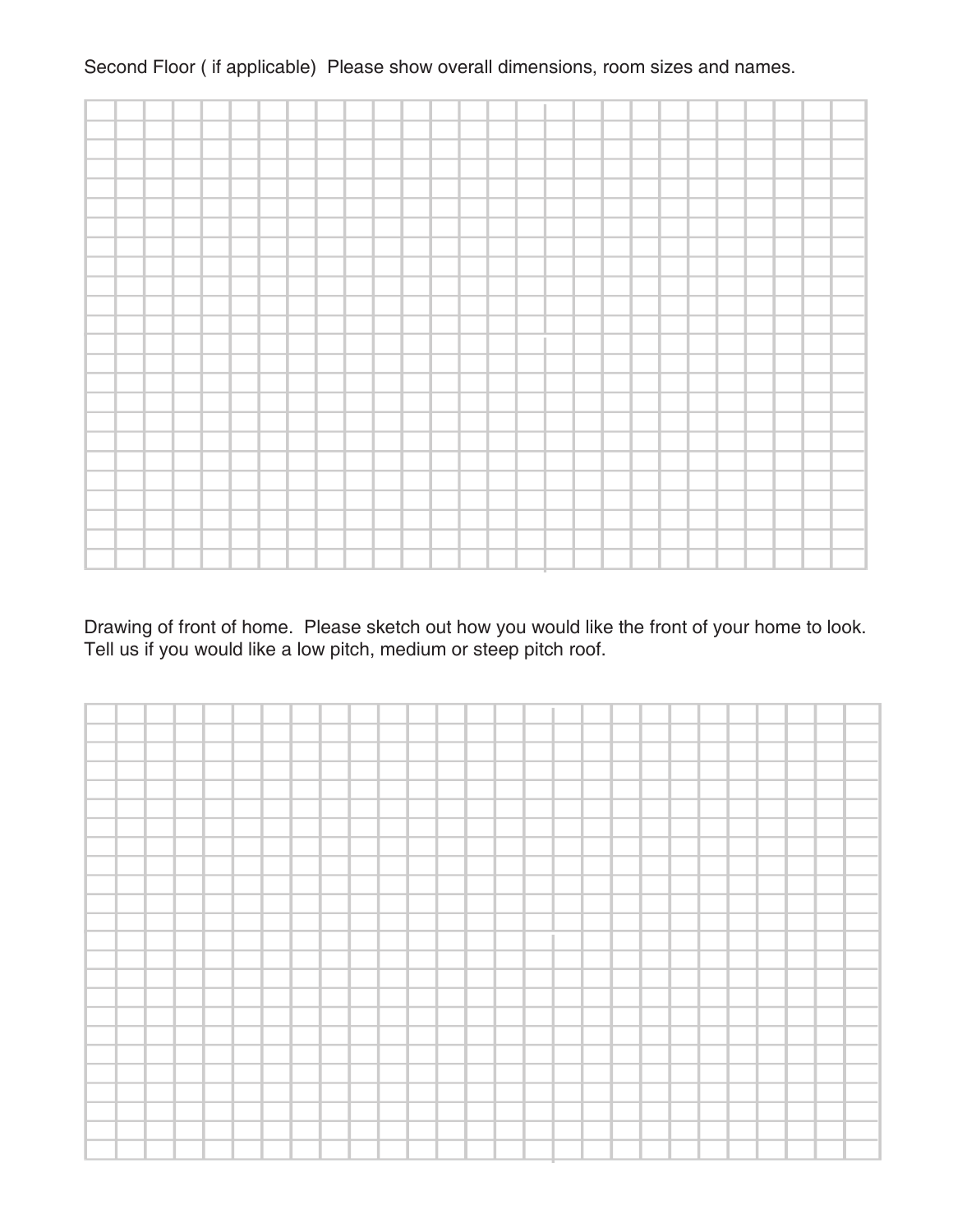Second Floor ( if applicable)  Please show overall dimensions, room sizes and names.

Drawing of front of home.  Please sketch out how you would like the front of your home to look. Tell us if you would like a low pitch, medium or steep pitch roof.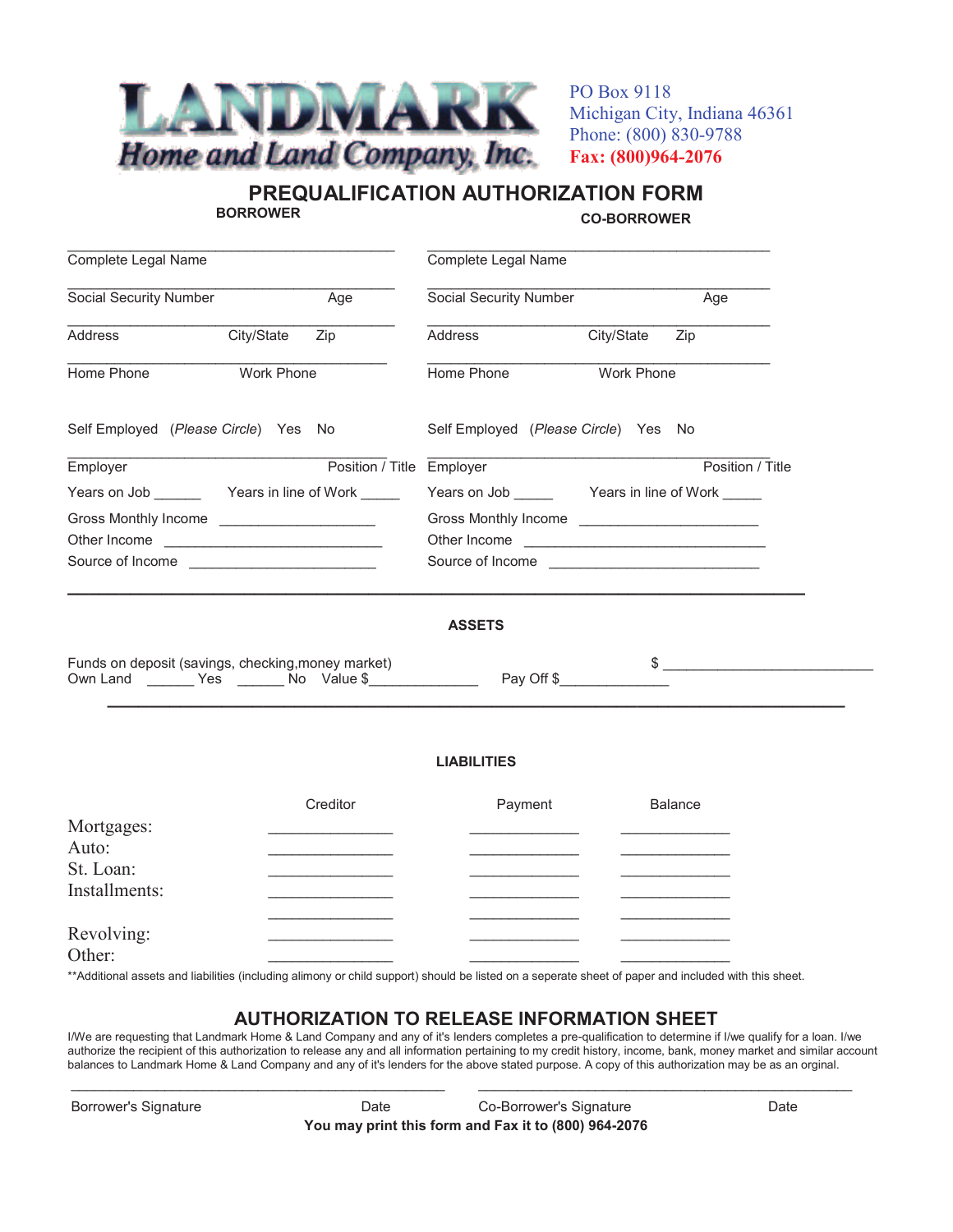**LANDMARK**
*Home and Land Company, Inc.*

PO Box 9118
Michigan City, Indiana 46361
Phone: (800) 830-9788
**Fax: (800)964-2076**

# PREQUALIFICATION AUTHORIZATION FORM

**BORROWER**

______________________________________________
Complete Legal Name

______________________________________________
Social Security Number Age

______________________________________________
Address City/State Zip

______________________________________________
Home Phone Work Phone

Self Employed (*Please Circle*) Yes No

______________________________________________
Employer Position / Title

Years on Job ______ Years in line of Work _____

Gross Monthly Income ____________________

Other Income ___________________________

Source of Income _________________________

**CO-BORROWER**

______________________________________________
Complete Legal Name

______________________________________________
Social Security Number Age

______________________________________________
Address City/State Zip

______________________________________________
Home Phone Work Phone

Self Employed (*Please Circle*) Yes No

______________________________________________
Employer Position / Title

Years on Job _____ Years in line of Work _____

Gross Monthly Income ______________________

Other Income _______________________________

Source of Income ___________________________

---

**ASSETS**

Funds on deposit (savings, checking,money market) $ __________________________
Own Land ______ Yes ______ No Value $______________ Pay Off $______________

---

**LIABILITIES**

| | Creditor | Payment | Balance |
|---|---|---|---|
| Mortgages: | _______________ | ______________ | ______________ |
| Auto: | _______________ | ______________ | ______________ |
| St. Loan: | _______________ | ______________ | ______________ |
| Installments: | _______________ | ______________ | ______________ |
| | _______________ | ______________ | ______________ |
| Revolving: | _______________ | ______________ | ______________ |
| Other: | _______________ | ______________ | ______________ |

**Additional assets and liabilities (including alimony or child support) should be listed on a seperate sheet of paper and included with this sheet.

## AUTHORIZATION TO RELEASE INFORMATION SHEET

I/We are requesting that Landmark Home & Land Company and any of it's lenders completes a pre-qualification to determine if I/we qualify for a loan. I/we authorize the recipient of this authorization to release any and all information pertaining to my credit history, income, bank, money market and similar account balances to Landmark Home & Land Company and any of it's lenders for the above stated purpose. A copy of this authorization may be as an orginal.

______________________________________________ ______________________________________________
Borrower's Signature Date Co-Borrower's Signature Date

**You may print this form and Fax it to (800) 964-2076**